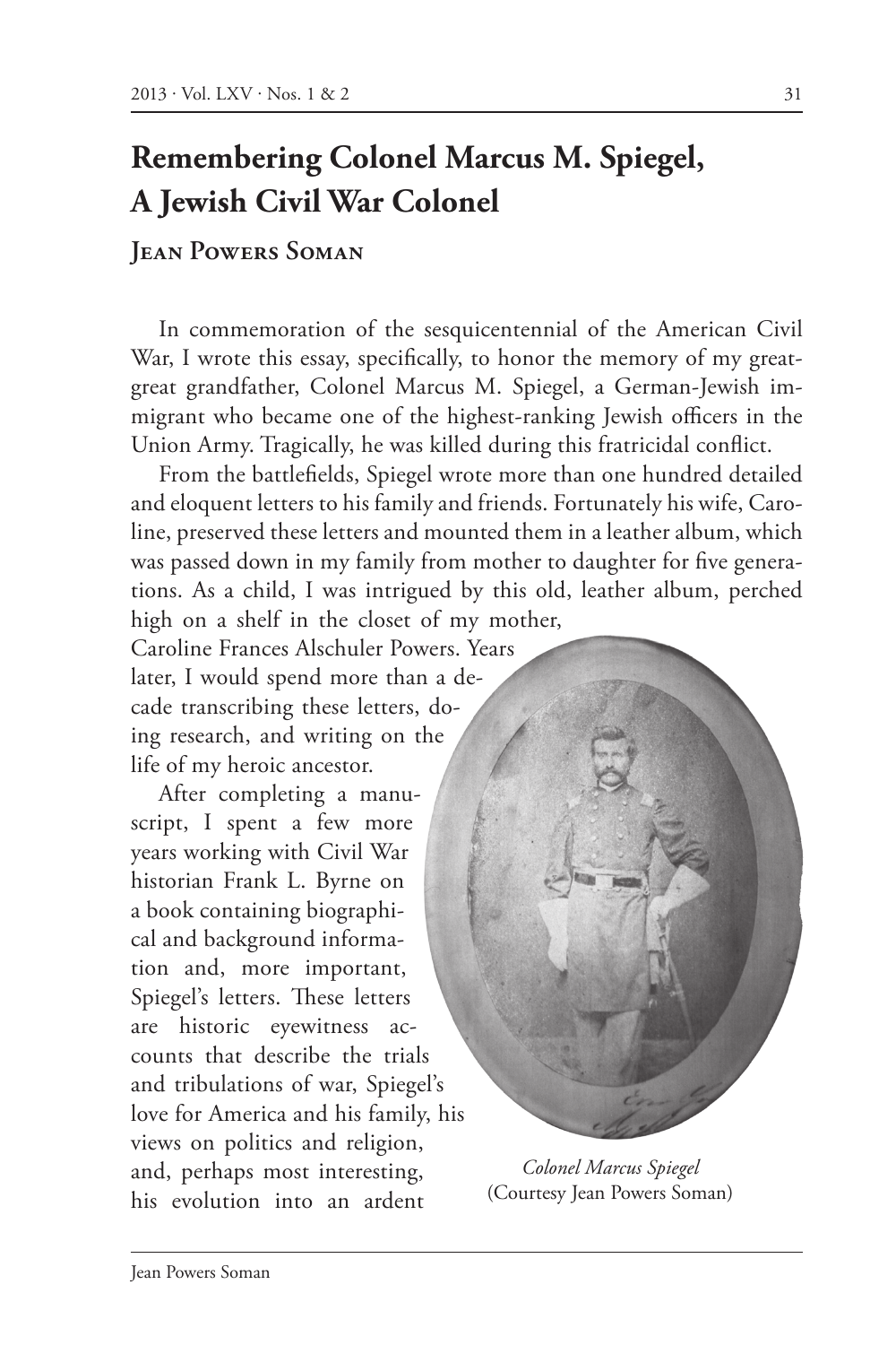# Remembering Colonel Marcus M. Spiegel, A Jewish Civil War Colonel

**Jean Powers Soman**

In commemoration of the sesquicentennial of the American Civil War, I wrote this essay, specifically, to honor the memory of my great-great grandfather, Colonel Marcus M. Spiegel, a German-Jewish immigrant who became one of the highest-ranking Jewish officers in the Union Army. Tragically, he was killed during this fratricidal conflict.

From the battlefields, Spiegel wrote more than one hundred detailed and eloquent letters to his family and friends. Fortunately his wife, Caroline, preserved these letters and mounted them in a leather album, which was passed down in my family from mother to daughter for five generations. As a child, I was intrigued by this old, leather album, perched high on a shelf in the closet of my mother, Caroline Frances Alschuler Powers. Years later, I would spend more than a decade transcribing these letters, doing research, and writing on the life of my heroic ancestor.

After completing a manuscript, I spent a few more years working with Civil War historian Frank L. Byrne on a book containing biographical and background information and, more important, Spiegel's letters. These letters are historic eyewitness accounts that describe the trials and tribulations of war, Spiegel's love for America and his family, his views on politics and religion, and, perhaps most interesting, his evolution into an ardent

*Colonel Marcus Spiegel*
(Courtesy Jean Powers Soman)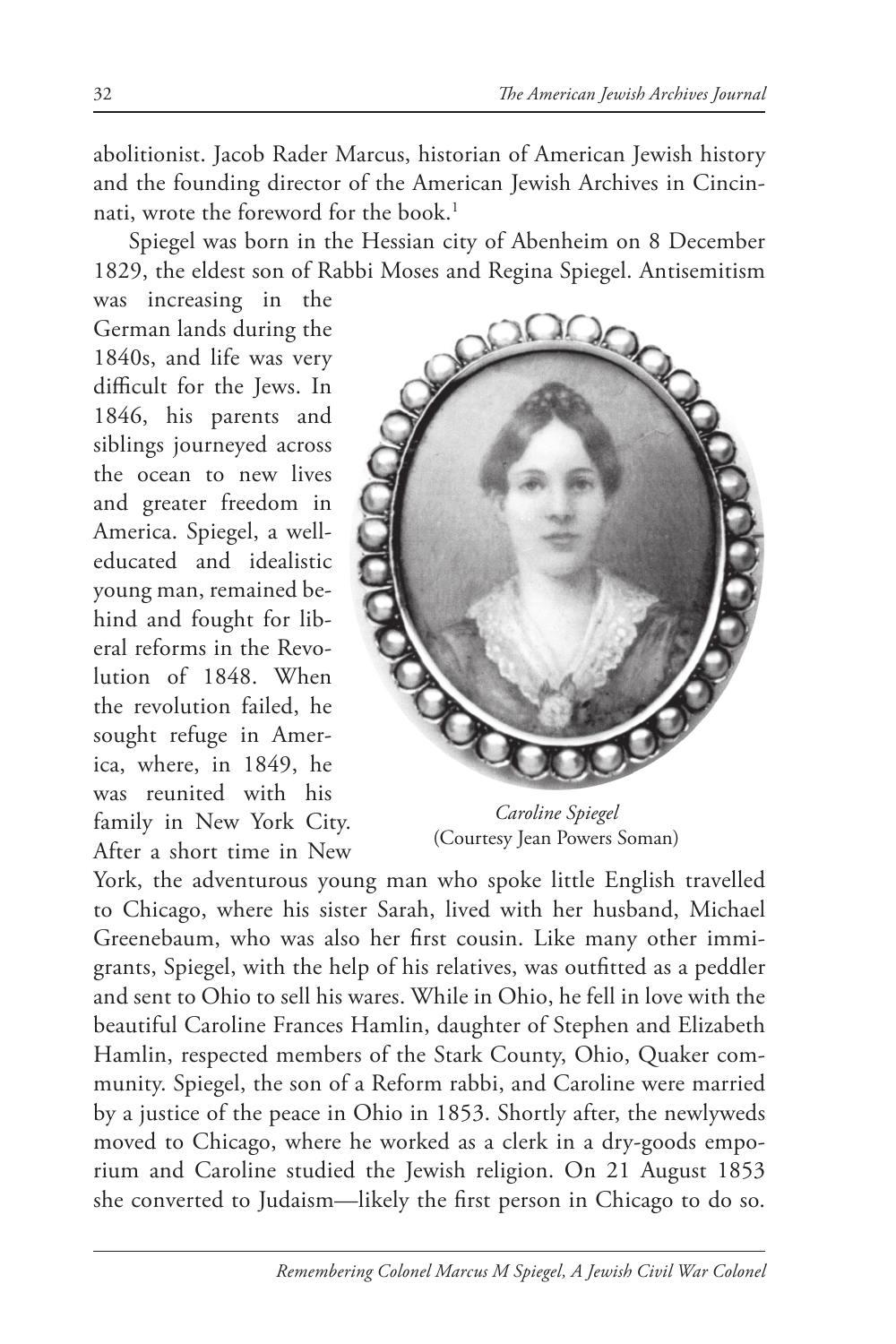abolitionist. Jacob Rader Marcus, historian of American Jewish history and the founding director of the American Jewish Archives in Cincinnati, wrote the foreword for the book.[1]

Spiegel was born in the Hessian city of Abenheim on 8 December 1829, the eldest son of Rabbi Moses and Regina Spiegel. Antisemitism was increasing in the German lands during the 1840s, and life was very difficult for the Jews. In 1846, his parents and siblings journeyed across the ocean to new lives and greater freedom in America. Spiegel, a well-educated and idealistic young man, remained behind and fought for liberal reforms in the Revolution of 1848. When the revolution failed, he sought refuge in America, where, in 1849, he was reunited with his family in New York City. After a short time in New York, the adventurous young man who spoke little English travelled to Chicago, where his sister Sarah, lived with her husband, Michael Greenebaum, who was also her first cousin. Like many other immigrants, Spiegel, with the help of his relatives, was outfitted as a peddler and sent to Ohio to sell his wares. While in Ohio, he fell in love with the beautiful Caroline Frances Hamlin, daughter of Stephen and Elizabeth Hamlin, respected members of the Stark County, Ohio, Quaker community. Spiegel, the son of a Reform rabbi, and Caroline were married by a justice of the peace in Ohio in 1853. Shortly after, the newlyweds moved to Chicago, where he worked as a clerk in a dry-goods emporium and Caroline studied the Jewish religion. On 21 August 1853 she converted to Judaism—likely the first person in Chicago to do so.

*Caroline Spiegel*
(Courtesy Jean Powers Soman)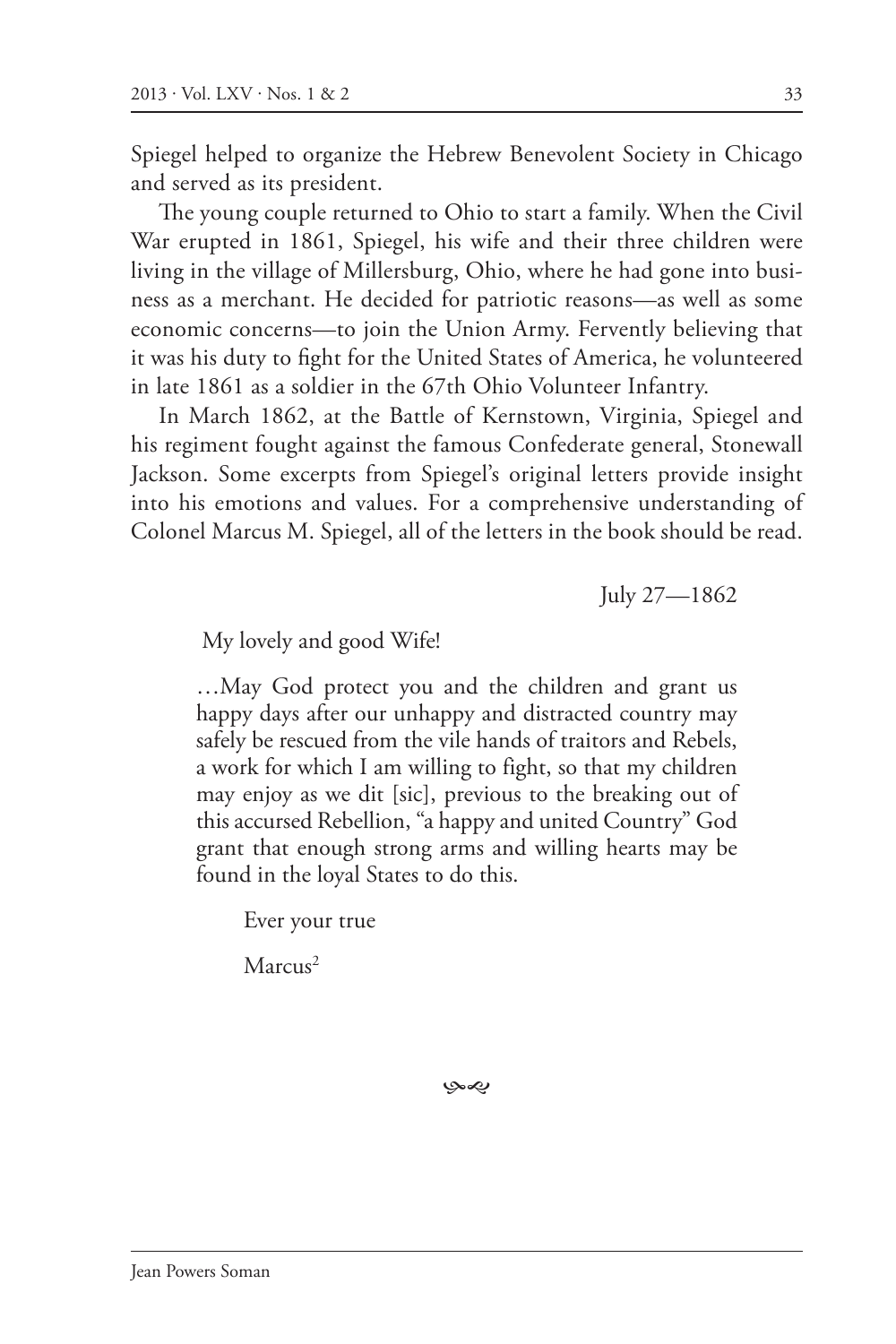Spiegel helped to organize the Hebrew Benevolent Society in Chicago and served as its president.

The young couple returned to Ohio to start a family. When the Civil War erupted in 1861, Spiegel, his wife and their three children were living in the village of Millersburg, Ohio, where he had gone into business as a merchant. He decided for patriotic reasons—as well as some economic concerns—to join the Union Army. Fervently believing that it was his duty to fight for the United States of America, he volunteered in late 1861 as a soldier in the 67th Ohio Volunteer Infantry.

In March 1862, at the Battle of Kernstown, Virginia, Spiegel and his regiment fought against the famous Confederate general, Stonewall Jackson. Some excerpts from Spiegel's original letters provide insight into his emotions and values. For a comprehensive understanding of Colonel Marcus M. Spiegel, all of the letters in the book should be read.

> July 27—1862
>
> My lovely and good Wife!
>
> …May God protect you and the children and grant us happy days after our unhappy and distracted country may safely be rescued from the vile hands of traitors and Rebels, a work for which I am willing to fight, so that my children may enjoy as we dit [sic], previous to the breaking out of this accursed Rebellion, "a happy and united Country" God grant that enough strong arms and willing hearts may be found in the loyal States to do this.
>
> Ever your true
>
> Marcus[2]

❧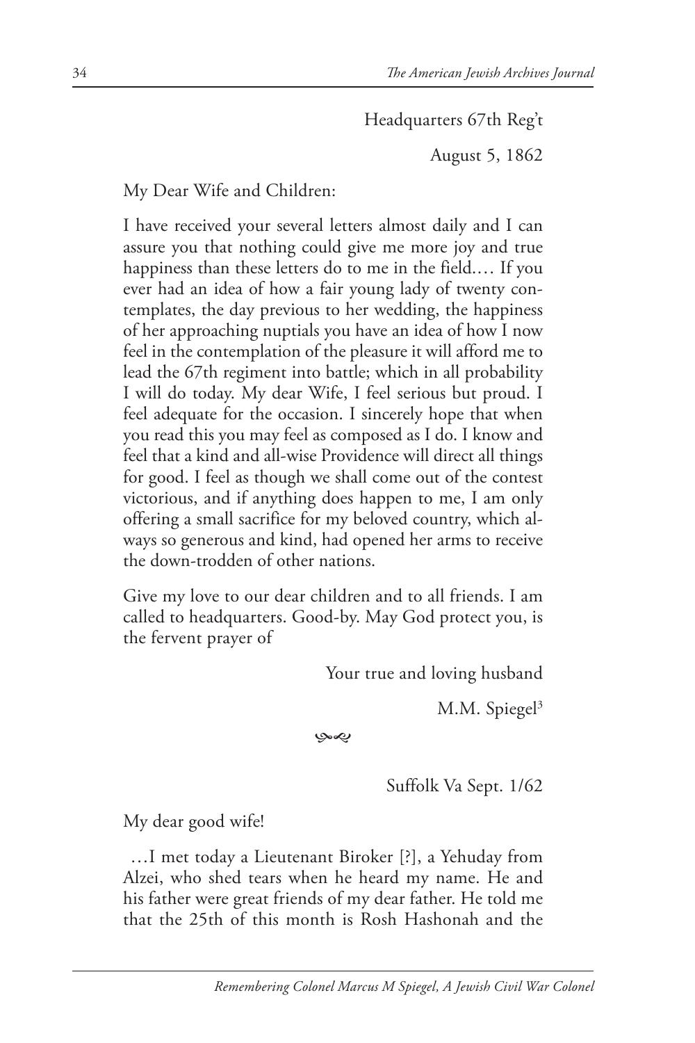Headquarters 67th Reg't

August 5, 1862

My Dear Wife and Children:

I have received your several letters almost daily and I can assure you that nothing could give me more joy and true happiness than these letters do to me in the field.… If you ever had an idea of how a fair young lady of twenty contemplates, the day previous to her wedding, the happiness of her approaching nuptials you have an idea of how I now feel in the contemplation of the pleasure it will afford me to lead the 67th regiment into battle; which in all probability I will do today. My dear Wife, I feel serious but proud. I feel adequate for the occasion. I sincerely hope that when you read this you may feel as composed as I do. I know and feel that a kind and all-wise Providence will direct all things for good. I feel as though we shall come out of the contest victorious, and if anything does happen to me, I am only offering a small sacrifice for my beloved country, which always so generous and kind, had opened her arms to receive the down-trodden of other nations.

Give my love to our dear children and to all friends. I am called to headquarters. Good-by. May God protect you, is the fervent prayer of

Your true and loving husband

M.M. Spiegel[3]

Suffolk Va Sept. 1/62

My dear good wife!

…I met today a Lieutenant Biroker [?], a Yehuday from Alzei, who shed tears when he heard my name. He and his father were great friends of my dear father. He told me that the 25th of this month is Rosh Hashonah and the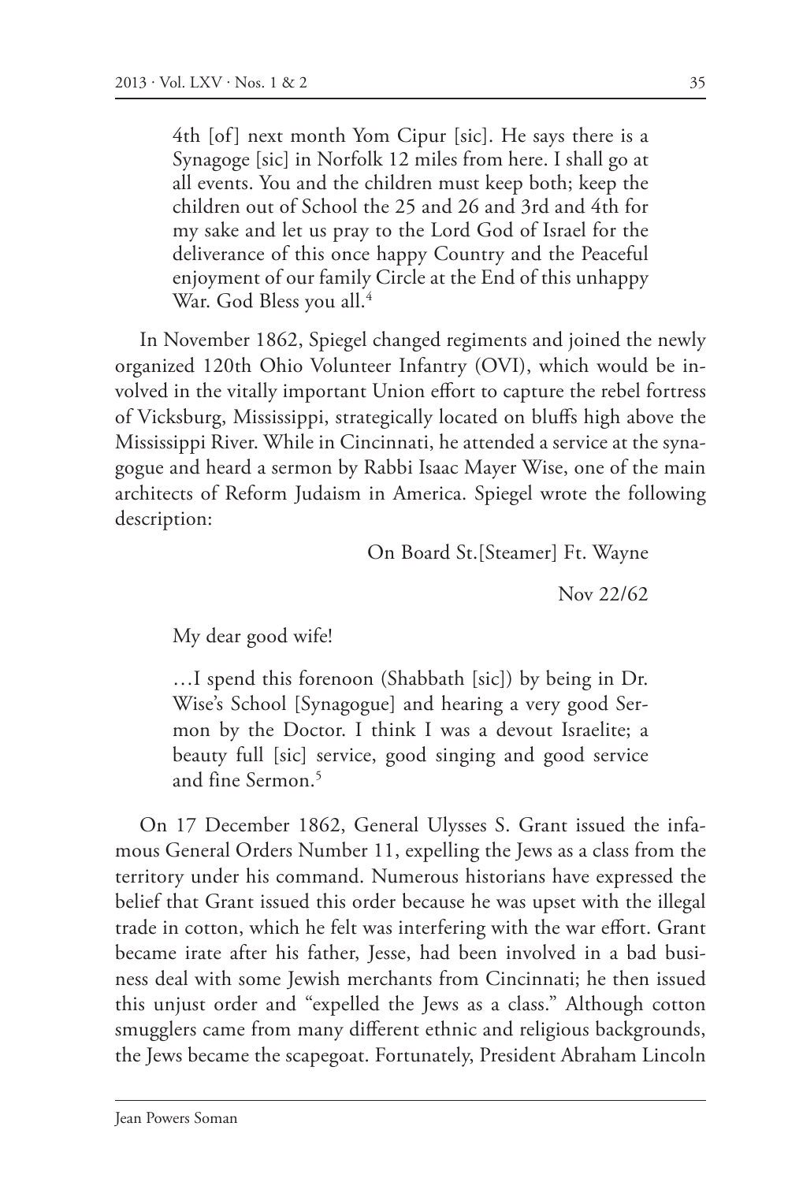> 4th [of] next month Yom Cipur [sic]. He says there is a Synagoge [sic] in Norfolk 12 miles from here. I shall go at all events. You and the children must keep both; keep the children out of School the 25 and 26 and 3rd and 4th for my sake and let us pray to the Lord God of Israel for the deliverance of this once happy Country and the Peaceful enjoyment of our family Circle at the End of this unhappy War. God Bless you all.[4]

In November 1862, Spiegel changed regiments and joined the newly organized 120th Ohio Volunteer Infantry (OVI), which would be involved in the vitally important Union effort to capture the rebel fortress of Vicksburg, Mississippi, strategically located on bluffs high above the Mississippi River. While in Cincinnati, he attended a service at the synagogue and heard a sermon by Rabbi Isaac Mayer Wise, one of the main architects of Reform Judaism in America. Spiegel wrote the following description:

> On Board St.[Steamer] Ft. Wayne
>
> Nov 22/62
>
> My dear good wife!
>
> …I spend this forenoon (Shabbath [sic]) by being in Dr. Wise's School [Synagogue] and hearing a very good Sermon by the Doctor. I think I was a devout Israelite; a beauty full [sic] service, good singing and good service and fine Sermon.[5]

On 17 December 1862, General Ulysses S. Grant issued the infamous General Orders Number 11, expelling the Jews as a class from the territory under his command. Numerous historians have expressed the belief that Grant issued this order because he was upset with the illegal trade in cotton, which he felt was interfering with the war effort. Grant became irate after his father, Jesse, had been involved in a bad business deal with some Jewish merchants from Cincinnati; he then issued this unjust order and "expelled the Jews as a class." Although cotton smugglers came from many different ethnic and religious backgrounds, the Jews became the scapegoat. Fortunately, President Abraham Lincoln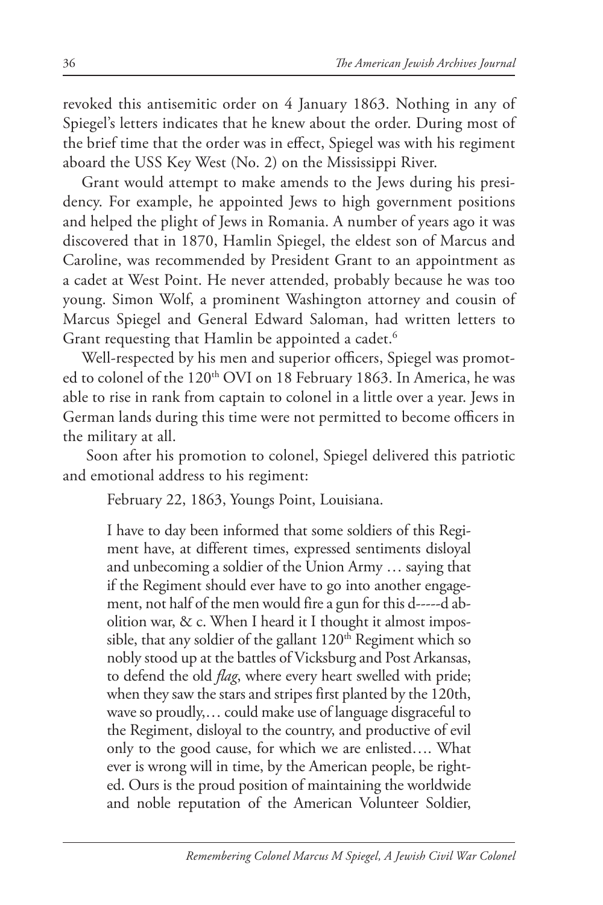revoked this antisemitic order on 4 January 1863. Nothing in any of Spiegel's letters indicates that he knew about the order. During most of the brief time that the order was in effect, Spiegel was with his regiment aboard the USS Key West (No. 2) on the Mississippi River.

Grant would attempt to make amends to the Jews during his presidency. For example, he appointed Jews to high government positions and helped the plight of Jews in Romania. A number of years ago it was discovered that in 1870, Hamlin Spiegel, the eldest son of Marcus and Caroline, was recommended by President Grant to an appointment as a cadet at West Point. He never attended, probably because he was too young. Simon Wolf, a prominent Washington attorney and cousin of Marcus Spiegel and General Edward Saloman, had written letters to Grant requesting that Hamlin be appointed a cadet.[6]

Well-respected by his men and superior officers, Spiegel was promoted to colonel of the 120th OVI on 18 February 1863. In America, he was able to rise in rank from captain to colonel in a little over a year. Jews in German lands during this time were not permitted to become officers in the military at all.

Soon after his promotion to colonel, Spiegel delivered this patriotic and emotional address to his regiment:

> February 22, 1863, Youngs Point, Louisiana.
>
> I have to day been informed that some soldiers of this Regiment have, at different times, expressed sentiments disloyal and unbecoming a soldier of the Union Army … saying that if the Regiment should ever have to go into another engagement, not half of the men would fire a gun for this d-----d abolition war, & c. When I heard it I thought it almost impossible, that any soldier of the gallant 120th Regiment which so nobly stood up at the battles of Vicksburg and Post Arkansas, to defend the old *flag*, where every heart swelled with pride; when they saw the stars and stripes first planted by the 120th, wave so proudly,… could make use of language disgraceful to the Regiment, disloyal to the country, and productive of evil only to the good cause, for which we are enlisted…. What ever is wrong will in time, by the American people, be righted. Ours is the proud position of maintaining the worldwide and noble reputation of the American Volunteer Soldier,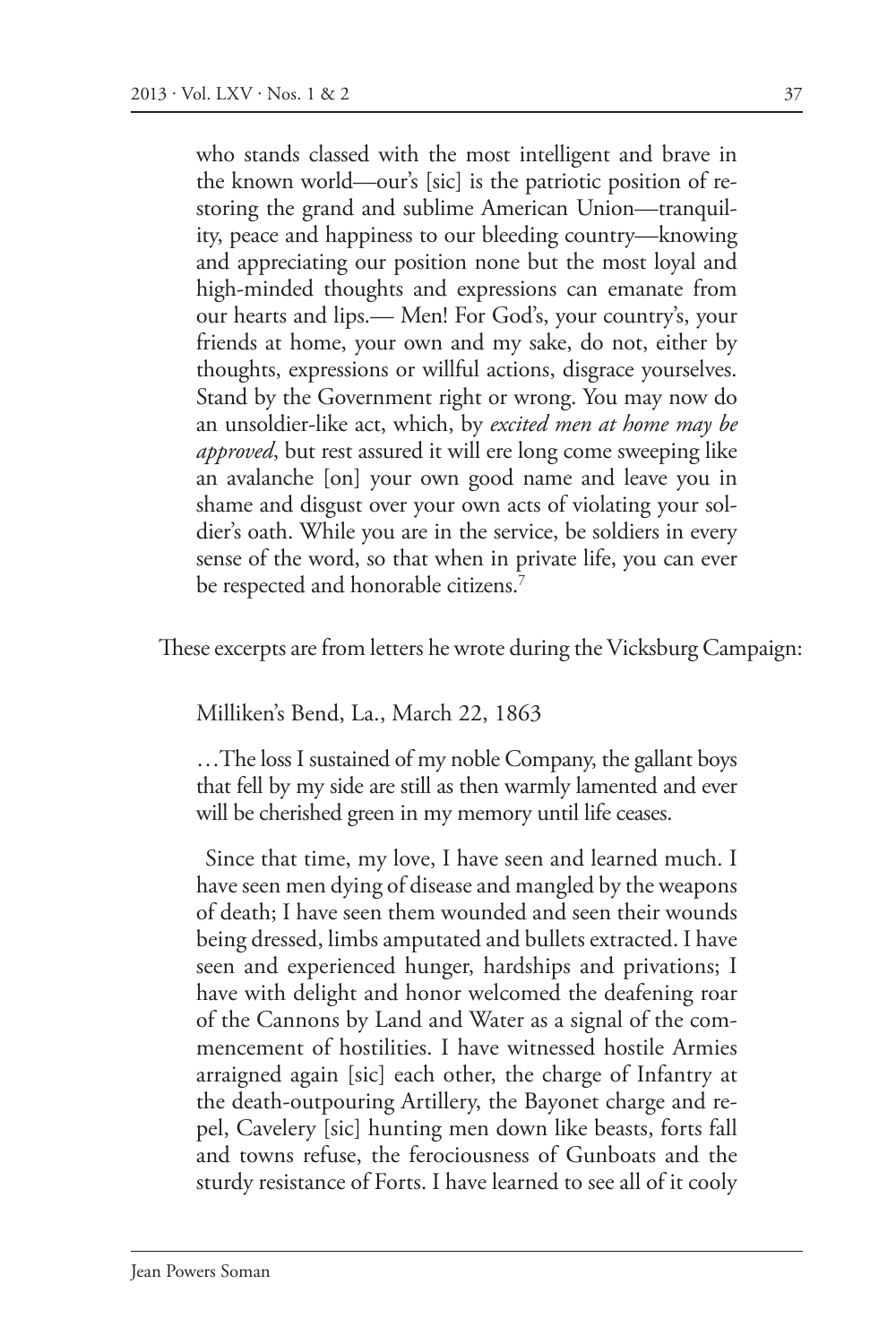who stands classed with the most intelligent and brave in the known world—our's [sic] is the patriotic position of restoring the grand and sublime American Union—tranquility, peace and happiness to our bleeding country—knowing and appreciating our position none but the most loyal and high-minded thoughts and expressions can emanate from our hearts and lips.— Men! For God's, your country's, your friends at home, your own and my sake, do not, either by thoughts, expressions or willful actions, disgrace yourselves. Stand by the Government right or wrong. You may now do an unsoldier-like act, which, by *excited men at home may be approved*, but rest assured it will ere long come sweeping like an avalanche [on] your own good name and leave you in shame and disgust over your own acts of violating your soldier's oath. While you are in the service, be soldiers in every sense of the word, so that when in private life, you can ever be respected and honorable citizens.[7]

These excerpts are from letters he wrote during the Vicksburg Campaign:

Milliken's Bend, La., March 22, 1863

…The loss I sustained of my noble Company, the gallant boys that fell by my side are still as then warmly lamented and ever will be cherished green in my memory until life ceases.

Since that time, my love, I have seen and learned much. I have seen men dying of disease and mangled by the weapons of death; I have seen them wounded and seen their wounds being dressed, limbs amputated and bullets extracted. I have seen and experienced hunger, hardships and privations; I have with delight and honor welcomed the deafening roar of the Cannons by Land and Water as a signal of the commencement of hostilities. I have witnessed hostile Armies arraigned again [sic] each other, the charge of Infantry at the death-outpouring Artillery, the Bayonet charge and repel, Cavelery [sic] hunting men down like beasts, forts fall and towns refuse, the ferociousness of Gunboats and the sturdy resistance of Forts. I have learned to see all of it cooly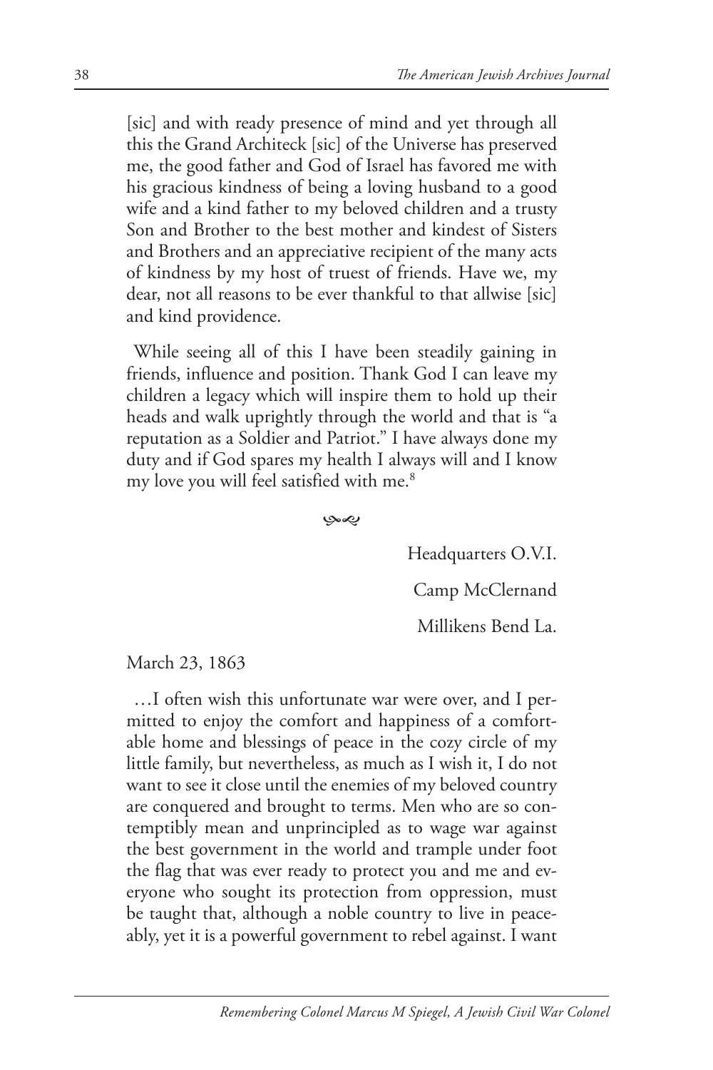[sic] and with ready presence of mind and yet through all this the Grand Architeck [sic] of the Universe has preserved me, the good father and God of Israel has favored me with his gracious kindness of being a loving husband to a good wife and a kind father to my beloved children and a trusty Son and Brother to the best mother and kindest of Sisters and Brothers and an appreciative recipient of the many acts of kindness by my host of truest of friends. Have we, my dear, not all reasons to be ever thankful to that allwise [sic] and kind providence.

While seeing all of this I have been steadily gaining in friends, influence and position. Thank God I can leave my children a legacy which will inspire them to hold up their heads and walk uprightly through the world and that is "a reputation as a Soldier and Patriot." I have always done my duty and if God spares my health I always will and I know my love you will feel satisfied with me.[8]

Headquarters O.V.I.

Camp McClernand

Millikens Bend La.

March 23, 1863

…I often wish this unfortunate war were over, and I permitted to enjoy the comfort and happiness of a comfortable home and blessings of peace in the cozy circle of my little family, but nevertheless, as much as I wish it, I do not want to see it close until the enemies of my beloved country are conquered and brought to terms. Men who are so contemptibly mean and unprincipled as to wage war against the best government in the world and trample under foot the flag that was ever ready to protect you and me and everyone who sought its protection from oppression, must be taught that, although a noble country to live in peaceably, yet it is a powerful government to rebel against. I want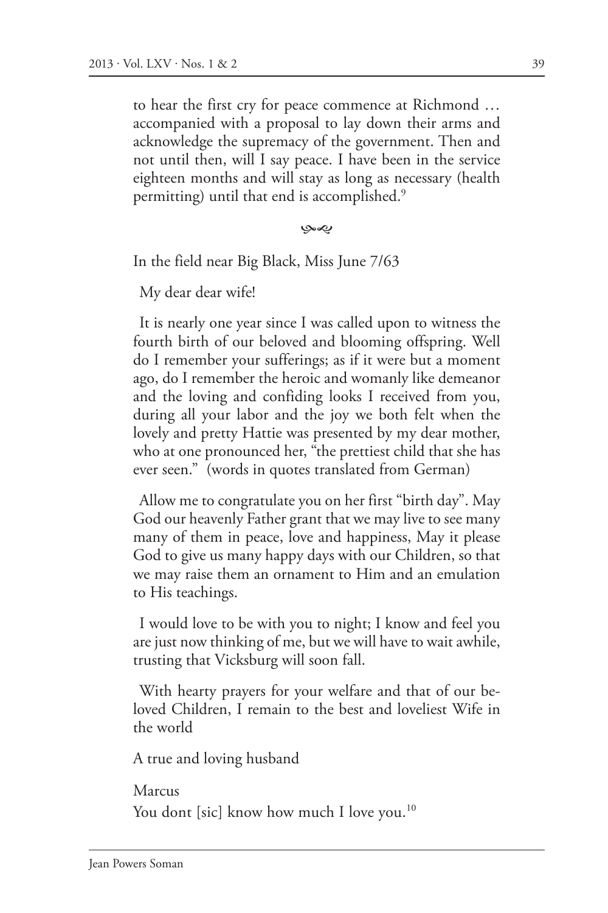to hear the first cry for peace commence at Richmond … accompanied with a proposal to lay down their arms and acknowledge the supremacy of the government. Then and not until then, will I say peace. I have been in the service eighteen months and will stay as long as necessary (health permitting) until that end is accomplished.[9]

In the field near Big Black, Miss June 7/63

My dear dear wife!

It is nearly one year since I was called upon to witness the fourth birth of our beloved and blooming offspring. Well do I remember your sufferings; as if it were but a moment ago, do I remember the heroic and womanly like demeanor and the loving and confiding looks I received from you, during all your labor and the joy we both felt when the lovely and pretty Hattie was presented by my dear mother, who at one pronounced her, "the prettiest child that she has ever seen." (words in quotes translated from German)

Allow me to congratulate you on her first "birth day". May God our heavenly Father grant that we may live to see many many of them in peace, love and happiness, May it please God to give us many happy days with our Children, so that we may raise them an ornament to Him and an emulation to His teachings.

I would love to be with you to night; I know and feel you are just now thinking of me, but we will have to wait awhile, trusting that Vicksburg will soon fall.

With hearty prayers for your welfare and that of our beloved Children, I remain to the best and loveliest Wife in the world

A true and loving husband

Marcus

You dont [sic] know how much I love you.[10]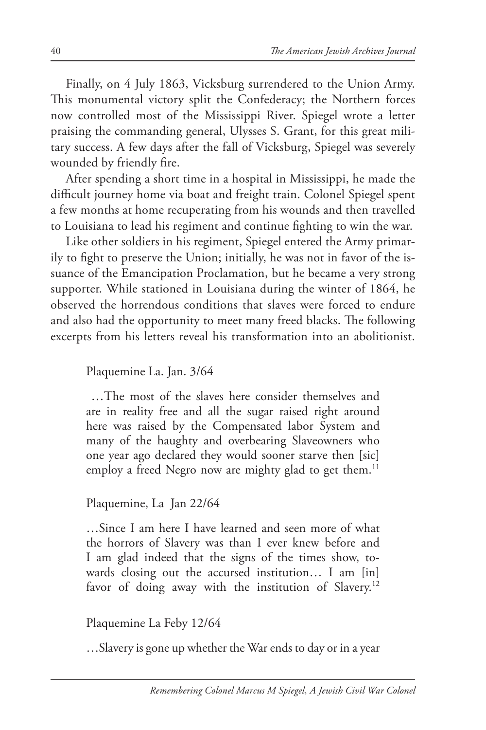Finally, on 4 July 1863, Vicksburg surrendered to the Union Army. This monumental victory split the Confederacy; the Northern forces now controlled most of the Mississippi River. Spiegel wrote a letter praising the commanding general, Ulysses S. Grant, for this great military success. A few days after the fall of Vicksburg, Spiegel was severely wounded by friendly fire.

After spending a short time in a hospital in Mississippi, he made the difficult journey home via boat and freight train. Colonel Spiegel spent a few months at home recuperating from his wounds and then travelled to Louisiana to lead his regiment and continue fighting to win the war.

Like other soldiers in his regiment, Spiegel entered the Army primarily to fight to preserve the Union; initially, he was not in favor of the issuance of the Emancipation Proclamation, but he became a very strong supporter. While stationed in Louisiana during the winter of 1864, he observed the horrendous conditions that slaves were forced to endure and also had the opportunity to meet many freed blacks. The following excerpts from his letters reveal his transformation into an abolitionist.

> Plaquemine La. Jan. 3/64
>
> …The most of the slaves here consider themselves and are in reality free and all the sugar raised right around here was raised by the Compensated labor System and many of the haughty and overbearing Slaveowners who one year ago declared they would sooner starve then [sic] employ a freed Negro now are mighty glad to get them.[11]

> Plaquemine, La Jan 22/64
>
> …Since I am here I have learned and seen more of what the horrors of Slavery was than I ever knew before and I am glad indeed that the signs of the times show, towards closing out the accursed institution… I am [in] favor of doing away with the institution of Slavery.[12]

> Plaquemine La Feby 12/64
>
> …Slavery is gone up whether the War ends to day or in a year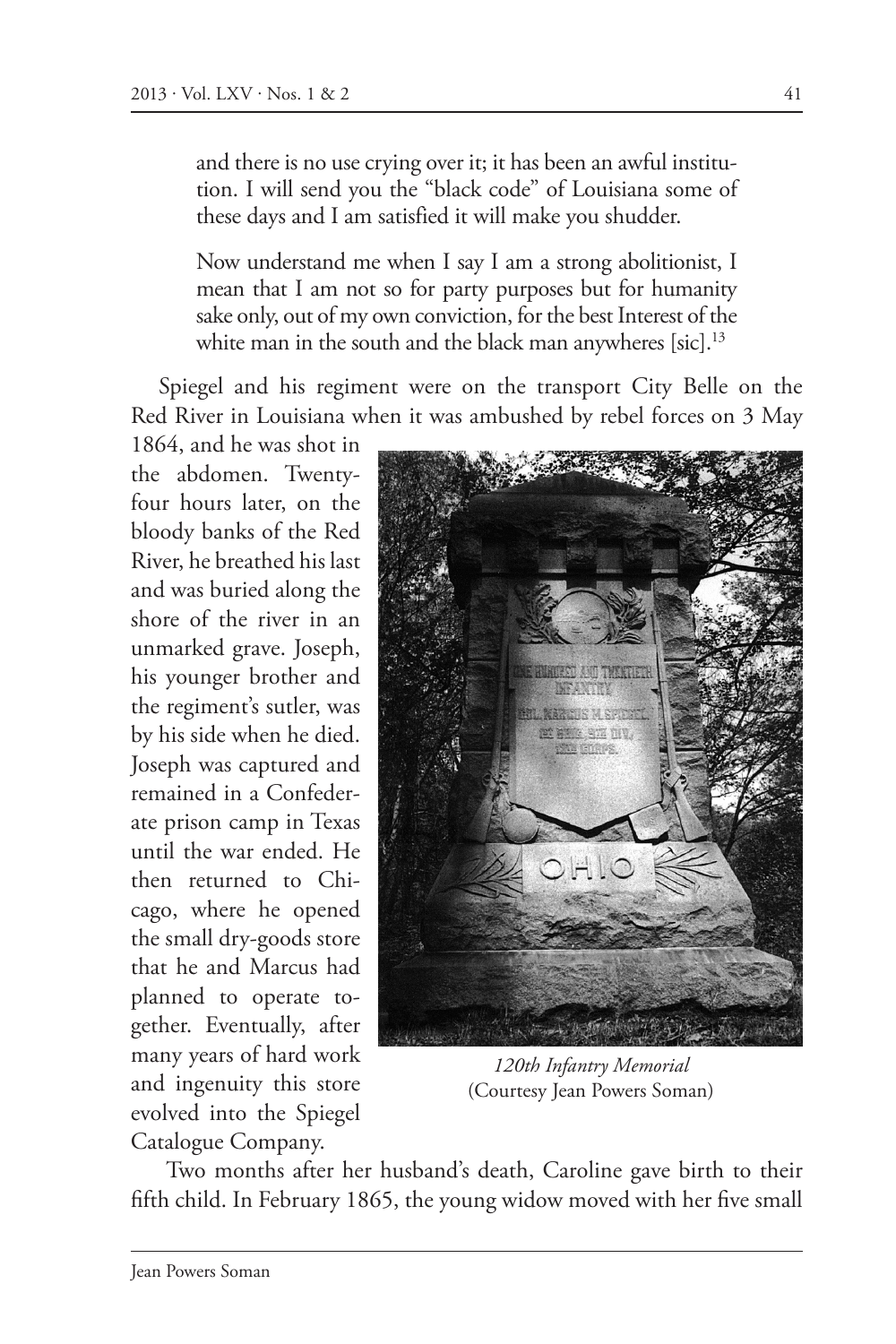and there is no use crying over it; it has been an awful institution. I will send you the "black code" of Louisiana some of these days and I am satisfied it will make you shudder.

Now understand me when I say I am a strong abolitionist, I mean that I am not so for party purposes but for humanity sake only, out of my own conviction, for the best Interest of the white man in the south and the black man anywheres [sic].[13]

Spiegel and his regiment were on the transport City Belle on the Red River in Louisiana when it was ambushed by rebel forces on 3 May 1864, and he was shot in the abdomen. Twenty-four hours later, on the bloody banks of the Red River, he breathed his last and was buried along the shore of the river in an unmarked grave. Joseph, his younger brother and the regiment's sutler, was by his side when he died. Joseph was captured and remained in a Confederate prison camp in Texas until the war ended. He then returned to Chicago, where he opened the small dry-goods store that he and Marcus had planned to operate together. Eventually, after many years of hard work and ingenuity this store evolved into the Spiegel Catalogue Company.

*120th Infantry Memorial*
(Courtesy Jean Powers Soman)

Two months after her husband's death, Caroline gave birth to their fifth child. In February 1865, the young widow moved with her five small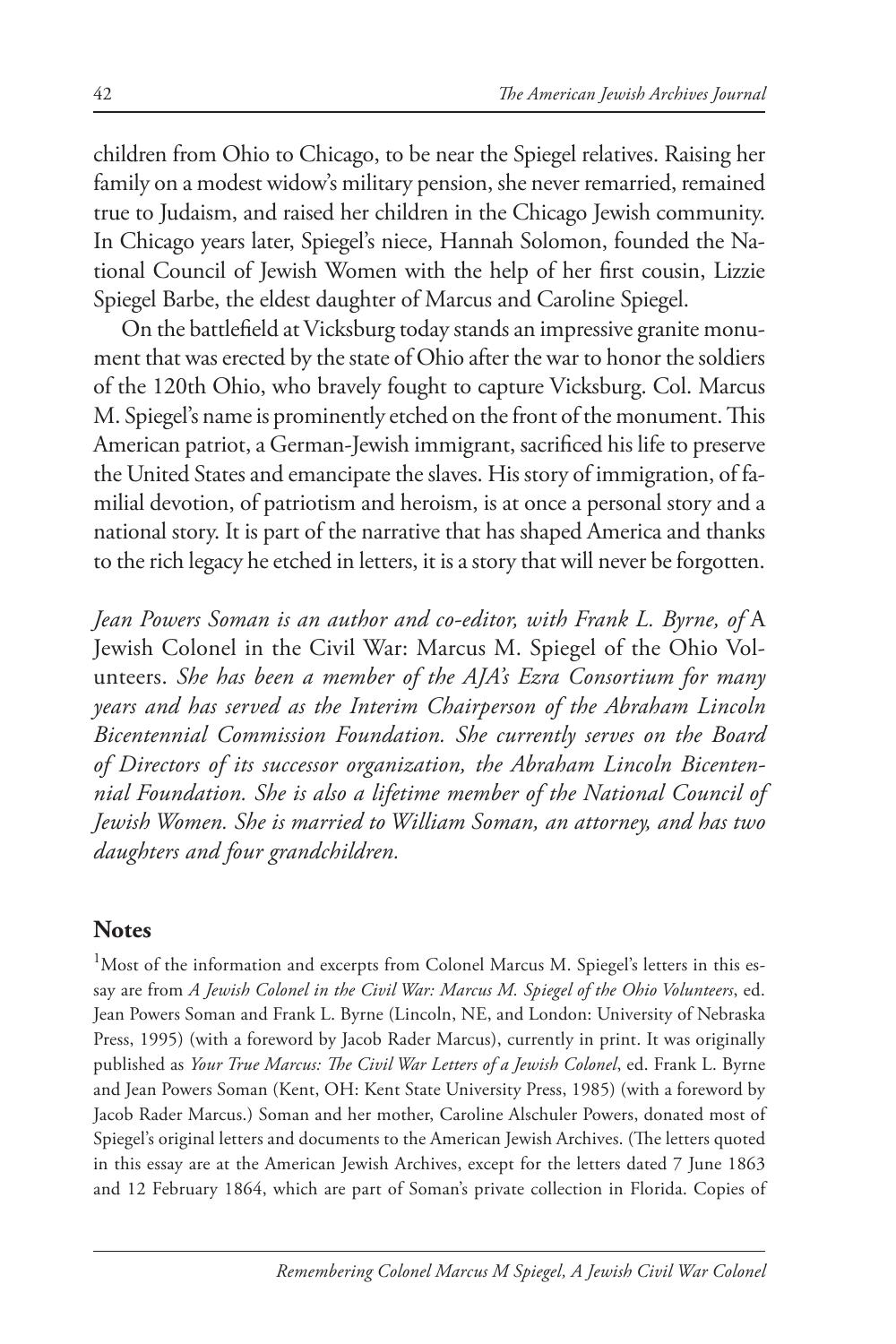children from Ohio to Chicago, to be near the Spiegel relatives. Raising her family on a modest widow's military pension, she never remarried, remained true to Judaism, and raised her children in the Chicago Jewish community. In Chicago years later, Spiegel's niece, Hannah Solomon, founded the National Council of Jewish Women with the help of her first cousin, Lizzie Spiegel Barbe, the eldest daughter of Marcus and Caroline Spiegel.

On the battlefield at Vicksburg today stands an impressive granite monument that was erected by the state of Ohio after the war to honor the soldiers of the 120th Ohio, who bravely fought to capture Vicksburg. Col. Marcus M. Spiegel's name is prominently etched on the front of the monument. This American patriot, a German-Jewish immigrant, sacrificed his life to preserve the United States and emancipate the slaves. His story of immigration, of familial devotion, of patriotism and heroism, is at once a personal story and a national story. It is part of the narrative that has shaped America and thanks to the rich legacy he etched in letters, it is a story that will never be forgotten.

*Jean Powers Soman is an author and co-editor, with Frank L. Byrne, of* A Jewish Colonel in the Civil War: Marcus M. Spiegel of the Ohio Volunteers. *She has been a member of the AJA's Ezra Consortium for many years and has served as the Interim Chairperson of the Abraham Lincoln Bicentennial Commission Foundation. She currently serves on the Board of Directors of its successor organization, the Abraham Lincoln Bicentennial Foundation. She is also a lifetime member of the National Council of Jewish Women. She is married to William Soman, an attorney, and has two daughters and four grandchildren.*

## Notes

[1]Most of the information and excerpts from Colonel Marcus M. Spiegel's letters in this essay are from *A Jewish Colonel in the Civil War: Marcus M. Spiegel of the Ohio Volunteers*, ed. Jean Powers Soman and Frank L. Byrne (Lincoln, NE, and London: University of Nebraska Press, 1995) (with a foreword by Jacob Rader Marcus), currently in print. It was originally published as *Your True Marcus: The Civil War Letters of a Jewish Colonel*, ed. Frank L. Byrne and Jean Powers Soman (Kent, OH: Kent State University Press, 1985) (with a foreword by Jacob Rader Marcus.) Soman and her mother, Caroline Alschuler Powers, donated most of Spiegel's original letters and documents to the American Jewish Archives. (The letters quoted in this essay are at the American Jewish Archives, except for the letters dated 7 June 1863 and 12 February 1864, which are part of Soman's private collection in Florida. Copies of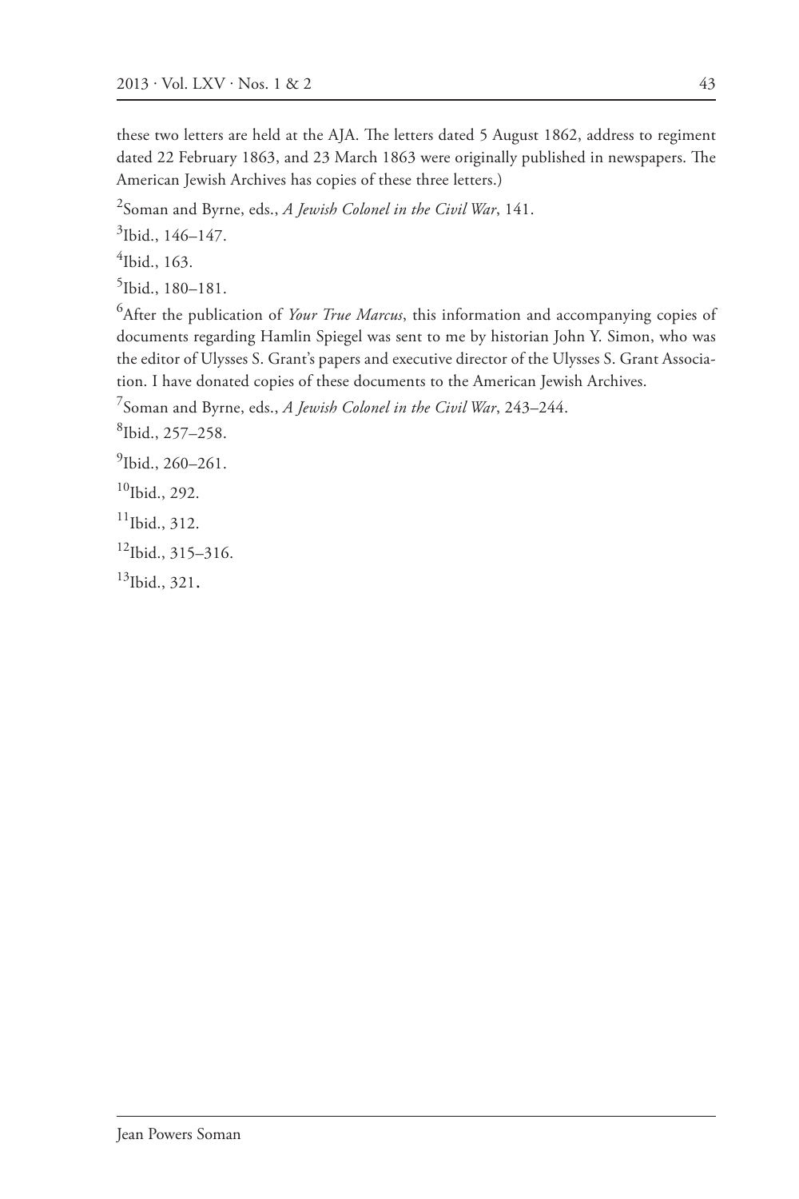these two letters are held at the AJA. The letters dated 5 August 1862, address to regiment dated 22 February 1863, and 23 March 1863 were originally published in newspapers. The American Jewish Archives has copies of these three letters.)

[2]Soman and Byrne, eds., *A Jewish Colonel in the Civil War*, 141.

[3]Ibid., 146–147.

[4]Ibid., 163.

[5]Ibid., 180–181.

[6]After the publication of *Your True Marcus*, this information and accompanying copies of documents regarding Hamlin Spiegel was sent to me by historian John Y. Simon, who was the editor of Ulysses S. Grant's papers and executive director of the Ulysses S. Grant Association. I have donated copies of these documents to the American Jewish Archives.

[7]Soman and Byrne, eds., *A Jewish Colonel in the Civil War*, 243–244.

[8]Ibid., 257–258.

[9]Ibid., 260–261.

[10]Ibid., 292.

[11]Ibid., 312.

[12]Ibid., 315–316.

[13]Ibid., 321.